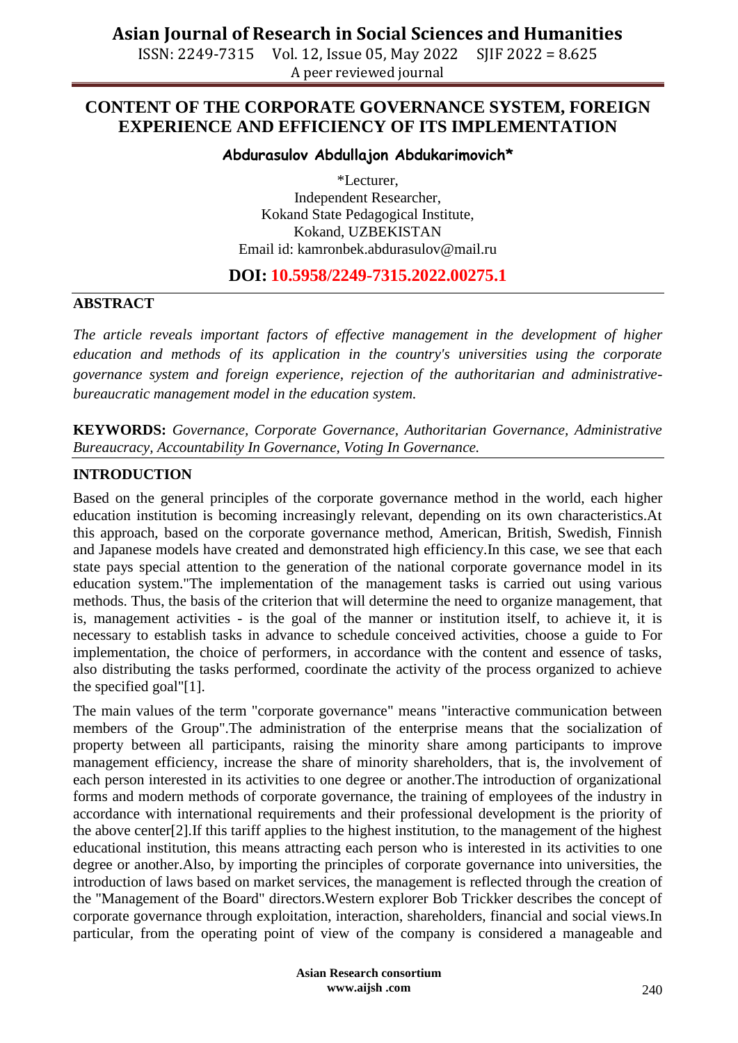# CONTENT OF THE CORPORATE GOVERNANCE SYSTEM, FOREIGN EXPERIENCE AND EFFICIENCY OF ITS IMPLEMENTATION

**Abdurasulov Abdullajon Abdukarimovich***

*Lecturer,
Independent Researcher,
Kokand State Pedagogical Institute,
Kokand, UZBEKISTAN
Email id: kamronbek.abdurasulov@mail.ru

**DOI: 10.5958/2249-7315.2022.00275.1**

## ABSTRACT

*The article reveals important factors of effective management in the development of higher education and methods of its application in the country's universities using the corporate governance system and foreign experience, rejection of the authoritarian and administrative-bureaucratic management model in the education system.*

**KEYWORDS:** *Governance, Corporate Governance, Authoritarian Governance, Administrative Bureaucracy, Accountability In Governance, Voting In Governance.*

## INTRODUCTION

Based on the general principles of the corporate governance method in the world, each higher education institution is becoming increasingly relevant, depending on its own characteristics.At this approach, based on the corporate governance method, American, British, Swedish, Finnish and Japanese models have created and demonstrated high efficiency.In this case, we see that each state pays special attention to the generation of the national corporate governance model in its education system."The implementation of the management tasks is carried out using various methods. Thus, the basis of the criterion that will determine the need to organize management, that is, management activities - is the goal of the manner or institution itself, to achieve it, it is necessary to establish tasks in advance to schedule conceived activities, choose a guide to For implementation, the choice of performers, in accordance with the content and essence of tasks, also distributing the tasks performed, coordinate the activity of the process organized to achieve the specified goal"[1].

The main values of the term "corporate governance" means "interactive communication between members of the Group".The administration of the enterprise means that the socialization of property between all participants, raising the minority share among participants to improve management efficiency, increase the share of minority shareholders, that is, the involvement of each person interested in its activities to one degree or another.The introduction of organizational forms and modern methods of corporate governance, the training of employees of the industry in accordance with international requirements and their professional development is the priority of the above center[2].If this tariff applies to the highest institution, to the management of the highest educational institution, this means attracting each person who is interested in its activities to one degree or another.Also, by importing the principles of corporate governance into universities, the introduction of laws based on market services, the management is reflected through the creation of the "Management of the Board" directors.Western explorer Bob Trickker describes the concept of corporate governance through exploitation, interaction, shareholders, financial and social views.In particular, from the operating point of view of the company is considered a manageable and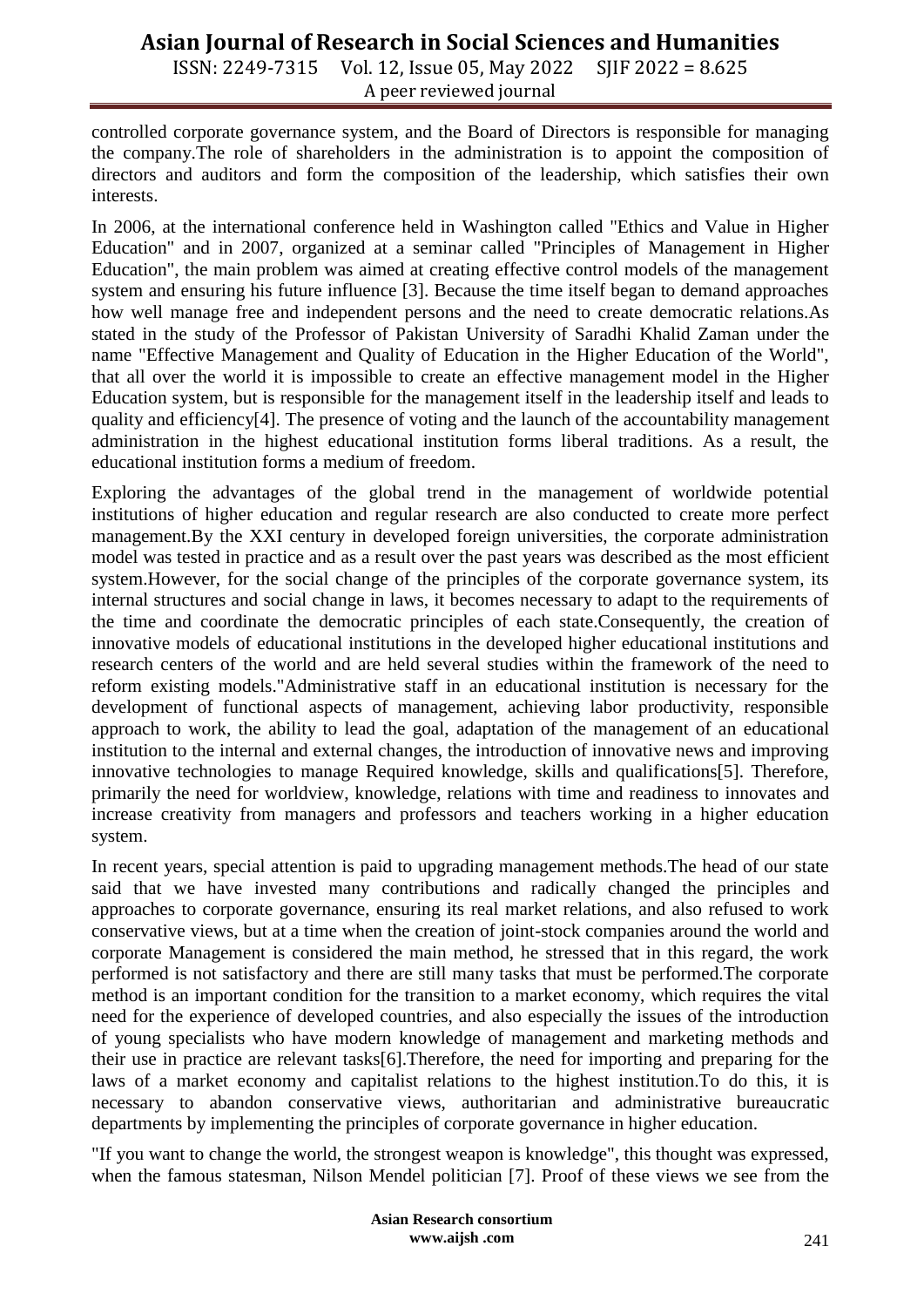controlled corporate governance system, and the Board of Directors is responsible for managing the company.The role of shareholders in the administration is to appoint the composition of directors and auditors and form the composition of the leadership, which satisfies their own interests.

In 2006, at the international conference held in Washington called "Ethics and Value in Higher Education" and in 2007, organized at a seminar called "Principles of Management in Higher Education", the main problem was aimed at creating effective control models of the management system and ensuring his future influence [3]. Because the time itself began to demand approaches how well manage free and independent persons and the need to create democratic relations.As stated in the study of the Professor of Pakistan University of Saradhi Khalid Zaman under the name "Effective Management and Quality of Education in the Higher Education of the World", that all over the world it is impossible to create an effective management model in the Higher Education system, but is responsible for the management itself in the leadership itself and leads to quality and efficiency[4]. The presence of voting and the launch of the accountability management administration in the highest educational institution forms liberal traditions. As a result, the educational institution forms a medium of freedom.

Exploring the advantages of the global trend in the management of worldwide potential institutions of higher education and regular research are also conducted to create more perfect management.By the XXI century in developed foreign universities, the corporate administration model was tested in practice and as a result over the past years was described as the most efficient system.However, for the social change of the principles of the corporate governance system, its internal structures and social change in laws, it becomes necessary to adapt to the requirements of the time and coordinate the democratic principles of each state.Consequently, the creation of innovative models of educational institutions in the developed higher educational institutions and research centers of the world and are held several studies within the framework of the need to reform existing models."Administrative staff in an educational institution is necessary for the development of functional aspects of management, achieving labor productivity, responsible approach to work, the ability to lead the goal, adaptation of the management of an educational institution to the internal and external changes, the introduction of innovative news and improving innovative technologies to manage Required knowledge, skills and qualifications[5]. Therefore, primarily the need for worldview, knowledge, relations with time and readiness to innovates and increase creativity from managers and professors and teachers working in a higher education system.

In recent years, special attention is paid to upgrading management methods.The head of our state said that we have invested many contributions and radically changed the principles and approaches to corporate governance, ensuring its real market relations, and also refused to work conservative views, but at a time when the creation of joint-stock companies around the world and corporate Management is considered the main method, he stressed that in this regard, the work performed is not satisfactory and there are still many tasks that must be performed.The corporate method is an important condition for the transition to a market economy, which requires the vital need for the experience of developed countries, and also especially the issues of the introduction of young specialists who have modern knowledge of management and marketing methods and their use in practice are relevant tasks[6].Therefore, the need for importing and preparing for the laws of a market economy and capitalist relations to the highest institution.To do this, it is necessary to abandon conservative views, authoritarian and administrative bureaucratic departments by implementing the principles of corporate governance in higher education.

"If you want to change the world, the strongest weapon is knowledge", this thought was expressed, when the famous statesman, Nilson Mendel politician [7]. Proof of these views we see from the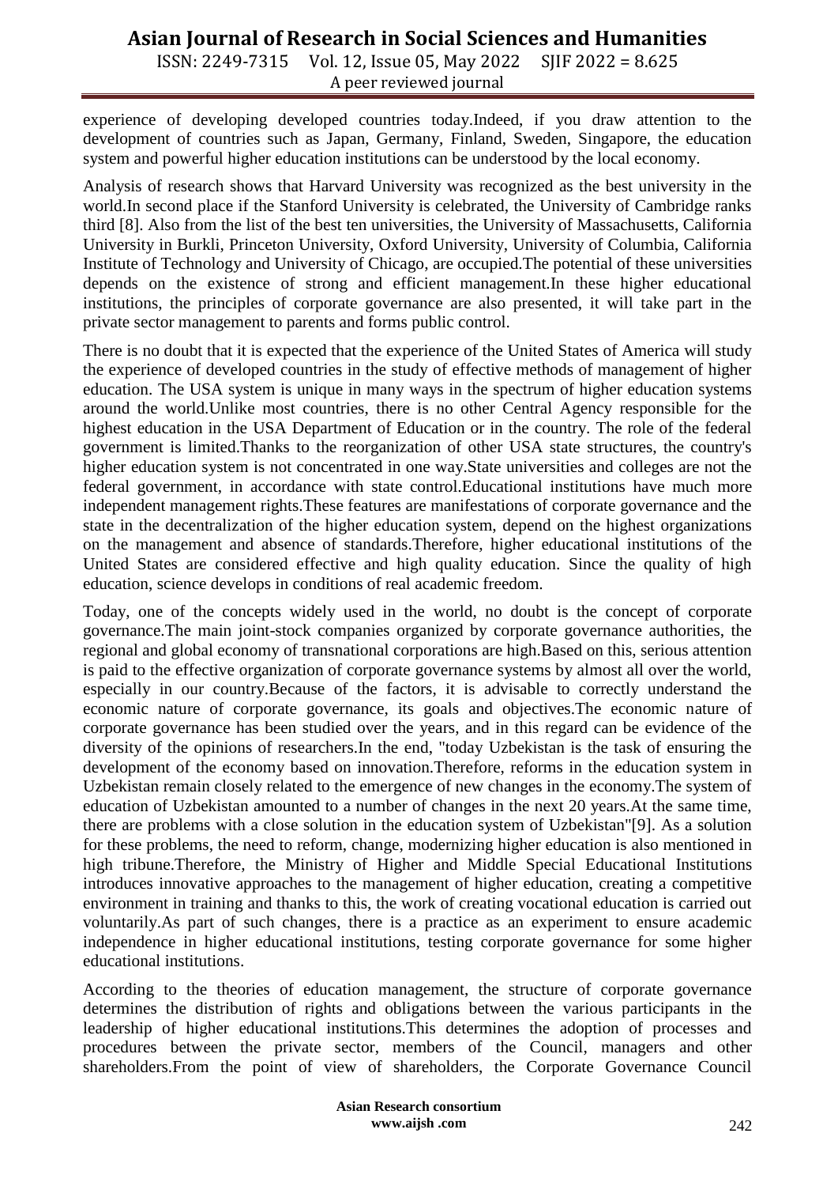experience of developing developed countries today.Indeed, if you draw attention to the development of countries such as Japan, Germany, Finland, Sweden, Singapore, the education system and powerful higher education institutions can be understood by the local economy.

Analysis of research shows that Harvard University was recognized as the best university in the world.In second place if the Stanford University is celebrated, the University of Cambridge ranks third [8]. Also from the list of the best ten universities, the University of Massachusetts, California University in Burkli, Princeton University, Oxford University, University of Columbia, California Institute of Technology and University of Chicago, are occupied.The potential of these universities depends on the existence of strong and efficient management.In these higher educational institutions, the principles of corporate governance are also presented, it will take part in the private sector management to parents and forms public control.

There is no doubt that it is expected that the experience of the United States of America will study the experience of developed countries in the study of effective methods of management of higher education. The USA system is unique in many ways in the spectrum of higher education systems around the world.Unlike most countries, there is no other Central Agency responsible for the highest education in the USA Department of Education or in the country. The role of the federal government is limited.Thanks to the reorganization of other USA state structures, the country's higher education system is not concentrated in one way.State universities and colleges are not the federal government, in accordance with state control.Educational institutions have much more independent management rights.These features are manifestations of corporate governance and the state in the decentralization of the higher education system, depend on the highest organizations on the management and absence of standards.Therefore, higher educational institutions of the United States are considered effective and high quality education. Since the quality of high education, science develops in conditions of real academic freedom.

Today, one of the concepts widely used in the world, no doubt is the concept of corporate governance.The main joint-stock companies organized by corporate governance authorities, the regional and global economy of transnational corporations are high.Based on this, serious attention is paid to the effective organization of corporate governance systems by almost all over the world, especially in our country.Because of the factors, it is advisable to correctly understand the economic nature of corporate governance, its goals and objectives.The economic nature of corporate governance has been studied over the years, and in this regard can be evidence of the diversity of the opinions of researchers.In the end, "today Uzbekistan is the task of ensuring the development of the economy based on innovation.Therefore, reforms in the education system in Uzbekistan remain closely related to the emergence of new changes in the economy.The system of education of Uzbekistan amounted to a number of changes in the next 20 years.At the same time, there are problems with a close solution in the education system of Uzbekistan"[9]. As a solution for these problems, the need to reform, change, modernizing higher education is also mentioned in high tribune.Therefore, the Ministry of Higher and Middle Special Educational Institutions introduces innovative approaches to the management of higher education, creating a competitive environment in training and thanks to this, the work of creating vocational education is carried out voluntarily.As part of such changes, there is a practice as an experiment to ensure academic independence in higher educational institutions, testing corporate governance for some higher educational institutions.

According to the theories of education management, the structure of corporate governance determines the distribution of rights and obligations between the various participants in the leadership of higher educational institutions.This determines the adoption of processes and procedures between the private sector, members of the Council, managers and other shareholders.From the point of view of shareholders, the Corporate Governance Council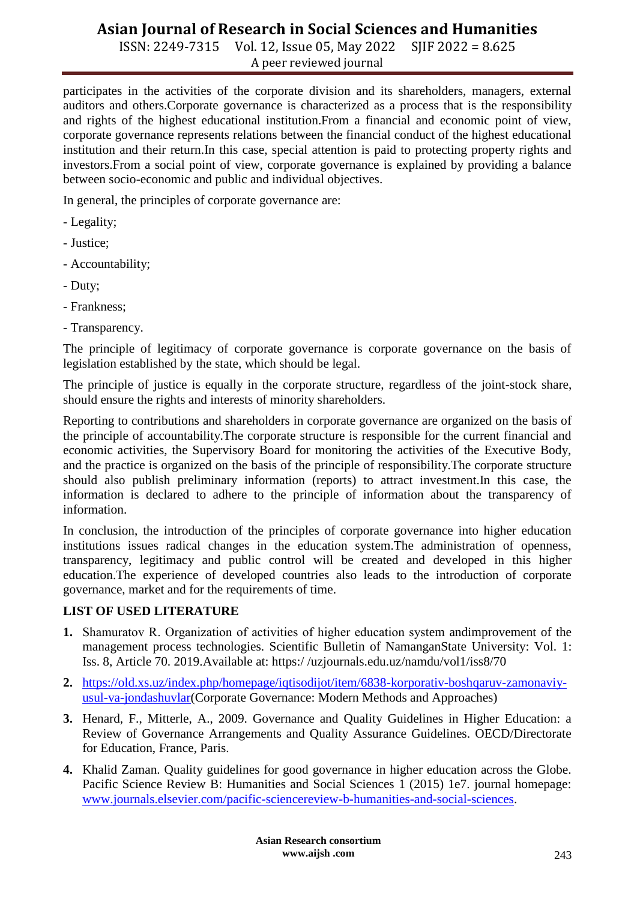participates in the activities of the corporate division and its shareholders, managers, external auditors and others.Corporate governance is characterized as a process that is the responsibility and rights of the highest educational institution.From a financial and economic point of view, corporate governance represents relations between the financial conduct of the highest educational institution and their return.In this case, special attention is paid to protecting property rights and investors.From a social point of view, corporate governance is explained by providing a balance between socio-economic and public and individual objectives.

In general, the principles of corporate governance are:

- Legality;
- Justice;
- Accountability;
- Duty;
- Frankness;
- Transparency.

The principle of legitimacy of corporate governance is corporate governance on the basis of legislation established by the state, which should be legal.

The principle of justice is equally in the corporate structure, regardless of the joint-stock share, should ensure the rights and interests of minority shareholders.

Reporting to contributions and shareholders in corporate governance are organized on the basis of the principle of accountability.The corporate structure is responsible for the current financial and economic activities, the Supervisory Board for monitoring the activities of the Executive Body, and the practice is organized on the basis of the principle of responsibility.The corporate structure should also publish preliminary information (reports) to attract investment.In this case, the information is declared to adhere to the principle of information about the transparency of information.

In conclusion, the introduction of the principles of corporate governance into higher education institutions issues radical changes in the education system.The administration of openness, transparency, legitimacy and public control will be created and developed in this higher education.The experience of developed countries also leads to the introduction of corporate governance, market and for the requirements of time.

**LIST OF USED LITERATURE**

1. Shamuratov R. Organization of activities of higher education system andimprovement of the management process technologies. Scientific Bulletin of NamanganState University: Vol. 1: Iss. 8, Article 70. 2019.Available at: https:/ /uzjournals.edu.uz/namdu/vol1/iss8/70
2. https://old.xs.uz/index.php/homepage/iqtisodijot/item/6838-korporativ-boshqaruv-zamonaviy-usul-va-jondashuvlar(Corporate Governance: Modern Methods and Approaches)
3. Henard, F., Mitterle, A., 2009. Governance and Quality Guidelines in Higher Education: a Review of Governance Arrangements and Quality Assurance Guidelines. OECD/Directorate for Education, France, Paris.
4. Khalid Zaman. Quality guidelines for good governance in higher education across the Globe. Pacific Science Review B: Humanities and Social Sciences 1 (2015) 1e7. journal homepage: www.journals.elsevier.com/pacific-sciencereview-b-humanities-and-social-sciences.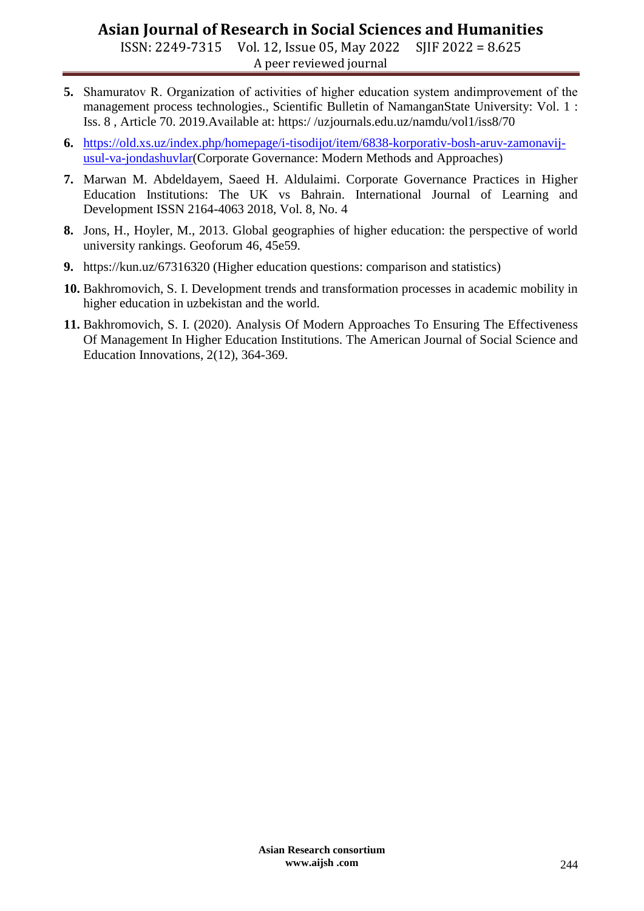5. Shamuratov R. Organization of activities of higher education system andimprovement of the management process technologies., Scientific Bulletin of NamanganState University: Vol. 1 : Iss. 8 , Article 70. 2019.Available at: https:/ /uzjournals.edu.uz/namdu/vol1/iss8/70
6. https://old.xs.uz/index.php/homepage/i-tisodijot/item/6838-korporativ-bosh-aruv-zamonavij-usul-va-jondashuvlar(Corporate Governance: Modern Methods and Approaches)
7. Marwan M. Abdeldayem, Saeed H. Aldulaimi. Corporate Governance Practices in Higher Education Institutions: The UK vs Bahrain. International Journal of Learning and Development ISSN 2164-4063 2018, Vol. 8, No. 4
8. Jons, H., Hoyler, M., 2013. Global geographies of higher education: the perspective of world university rankings. Geoforum 46, 45e59.
9. https://kun.uz/67316320 (Higher education questions: comparison and statistics)
10. Bakhromovich, S. I. Development trends and transformation processes in academic mobility in higher education in uzbekistan and the world.
11. Bakhromovich, S. I. (2020). Analysis Of Modern Approaches To Ensuring The Effectiveness Of Management In Higher Education Institutions. The American Journal of Social Science and Education Innovations, 2(12), 364-369.